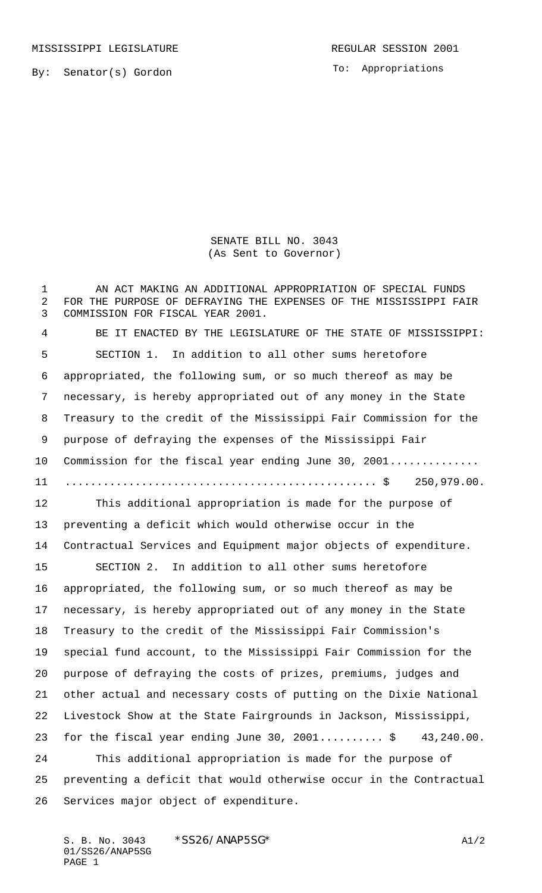MISSISSIPPI LEGISLATURE REGULAR SESSION 2001

By: Senator(s) Gordon

To: Appropriations

# SENATE BILL NO. 3043
(As Sent to Governor)

AN ACT MAKING AN ADDITIONAL APPROPRIATION OF SPECIAL FUNDS FOR THE PURPOSE OF DEFRAYING THE EXPENSES OF THE MISSISSIPPI FAIR COMMISSION FOR FISCAL YEAR 2001.

BE IT ENACTED BY THE LEGISLATURE OF THE STATE OF MISSISSIPPI:

SECTION 1. In addition to all other sums heretofore appropriated, the following sum, or so much thereof as may be necessary, is hereby appropriated out of any money in the State Treasury to the credit of the Mississippi Fair Commission for the purpose of defraying the expenses of the Mississippi Fair Commission for the fiscal year ending June 30, 2001.............. ................................................ $ 250,979.00.

This additional appropriation is made for the purpose of preventing a deficit which would otherwise occur in the Contractual Services and Equipment major objects of expenditure.

SECTION 2. In addition to all other sums heretofore appropriated, the following sum, or so much thereof as may be necessary, is hereby appropriated out of any money in the State Treasury to the credit of the Mississippi Fair Commission's special fund account, to the Mississippi Fair Commission for the purpose of defraying the costs of prizes, premiums, judges and other actual and necessary costs of putting on the Dixie National Livestock Show at the State Fairgrounds in Jackson, Mississippi, for the fiscal year ending June 30, 2001.......... $ 43,240.00.

This additional appropriation is made for the purpose of preventing a deficit that would otherwise occur in the Contractual Services major object of expenditure.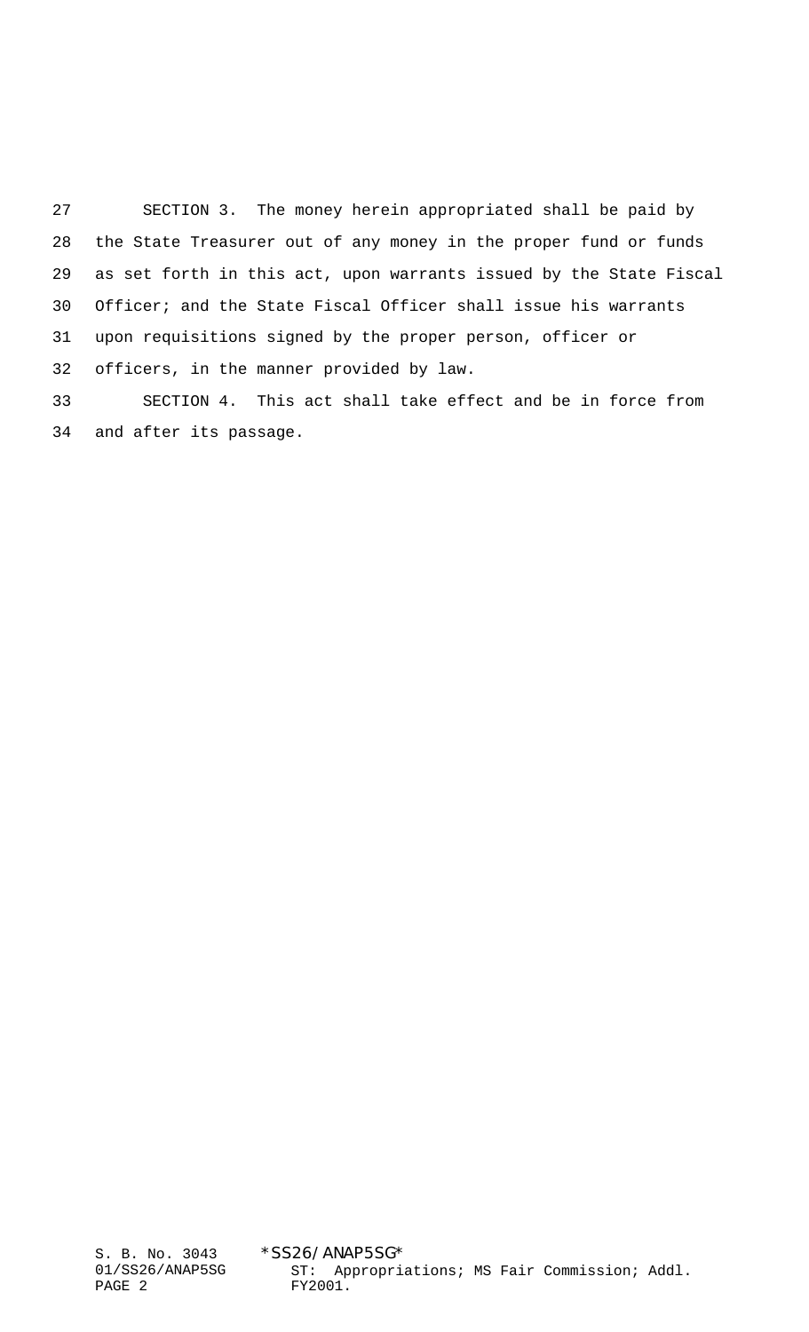SECTION 3. The money herein appropriated shall be paid by the State Treasurer out of any money in the proper fund or funds as set forth in this act, upon warrants issued by the State Fiscal Officer; and the State Fiscal Officer shall issue his warrants upon requisitions signed by the proper person, officer or officers, in the manner provided by law.

SECTION 4. This act shall take effect and be in force from and after its passage.